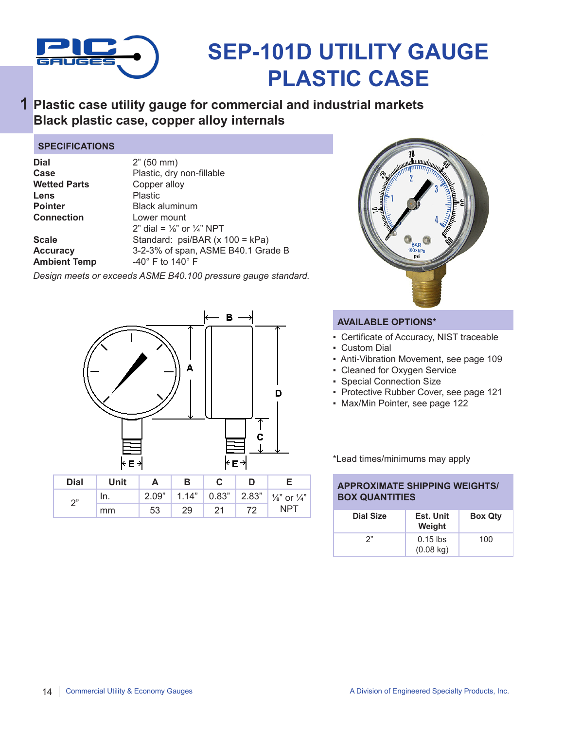# SEP-101D UTILITY GAUGE PLASTIC CASE

## Plastic case utility gauge for commercial and industrial markets
## Black plastic case, copper alloy internals

### SPECIFICATIONS

| | |
|---|---|
| **Dial** | 2" (50 mm) |
| **Case** | Plastic, dry non-fillable |
| **Wetted Parts** | Copper alloy |
| **Lens** | Plastic |
| **Pointer** | Black aluminum |
| **Connection** | Lower mount<br>2" dial = ⅛" or ¼" NPT |
| **Scale** | Standard: psi/BAR (x 100 = kPa) |
| **Accuracy** | 3-2-3% of span, ASME B40.1 Grade B |
| **Ambient Temp** | -40° F to 140° F |

*Design meets or exceeds ASME B40.100 pressure gauge standard.*

| Dial | Unit | A | B | C | D | E |
|---|---|---|---|---|---|---|
| 2" | In. | 2.09" | 1.14" | 0.83" | 2.83" | ⅛" or ¼" NPT |
| | mm | 53 | 29 | 21 | 72 | |

### AVAILABLE OPTIONS*

- Certificate of Accuracy, NIST traceable
- Custom Dial
- Anti-Vibration Movement, see page 109
- Cleaned for Oxygen Service
- Special Connection Size
- Protective Rubber Cover, see page 121
- Max/Min Pointer, see page 122

*Lead times/minimums may apply

### APPROXIMATE SHIPPING WEIGHTS/ BOX QUANTITIES

| Dial Size | Est. Unit Weight | Box Qty |
|---|---|---|
| 2" | 0.15 lbs (0.08 kg) | 100 |

Commercial Utility & Economy Gauges

A Division of Engineered Specialty Products, Inc.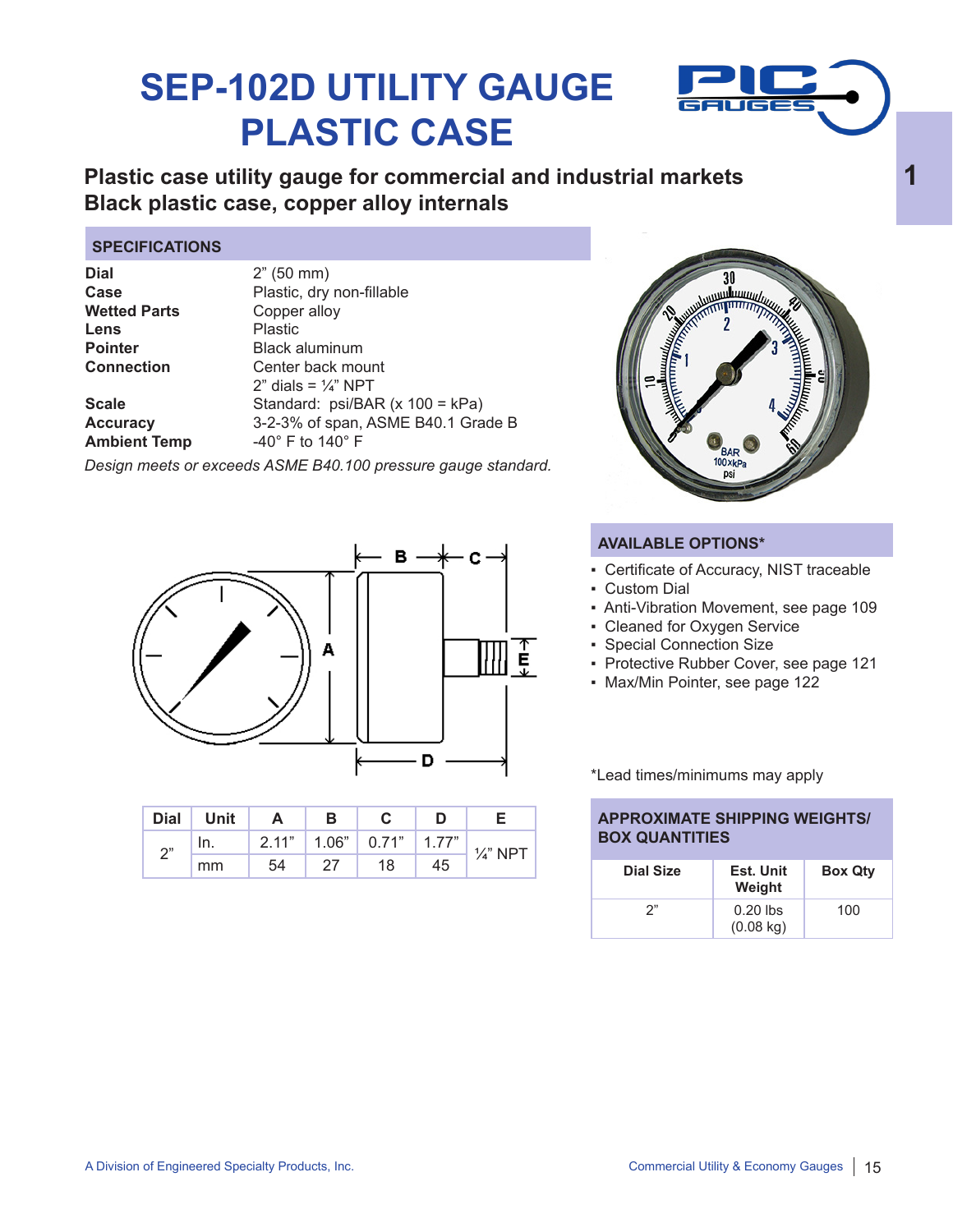# SEP-102D UTILITY GAUGE PLASTIC CASE

**Plastic case utility gauge for commercial and industrial markets**
**Black plastic case, copper alloy internals**

## SPECIFICATIONS

| | |
|---|---|
| **Dial** | 2” (50 mm) |
| **Case** | Plastic, dry non-fillable |
| **Wetted Parts** | Copper alloy |
| **Lens** | Plastic |
| **Pointer** | Black aluminum |
| **Connection** | Center back mount<br>2” dials = ¼” NPT |
| **Scale** | Standard: psi/BAR (x 100 = kPa) |
| **Accuracy** | 3-2-3% of span, ASME B40.1 Grade B |
| **Ambient Temp** | -40° F to 140° F |

*Design meets or exceeds ASME B40.100 pressure gauge standard.*

| Dial | Unit | A | B | C | D | E |
|---|---|---|---|---|---|---|
| 2” | In. | 2.11” | 1.06” | 0.71” | 1.77” | ¼” NPT |
| | mm | 54 | 27 | 18 | 45 | |

## AVAILABLE OPTIONS*

- Certificate of Accuracy, NIST traceable
- Custom Dial
- Anti-Vibration Movement, see page 109
- Cleaned for Oxygen Service
- Special Connection Size
- Protective Rubber Cover, see page 121
- Max/Min Pointer, see page 122

*Lead times/minimums may apply

## APPROXIMATE SHIPPING WEIGHTS/ BOX QUANTITIES

| Dial Size | Est. Unit Weight | Box Qty |
|---|---|---|
| 2” | 0.20 lbs (0.08 kg) | 100 |

A Division of Engineered Specialty Products, Inc.